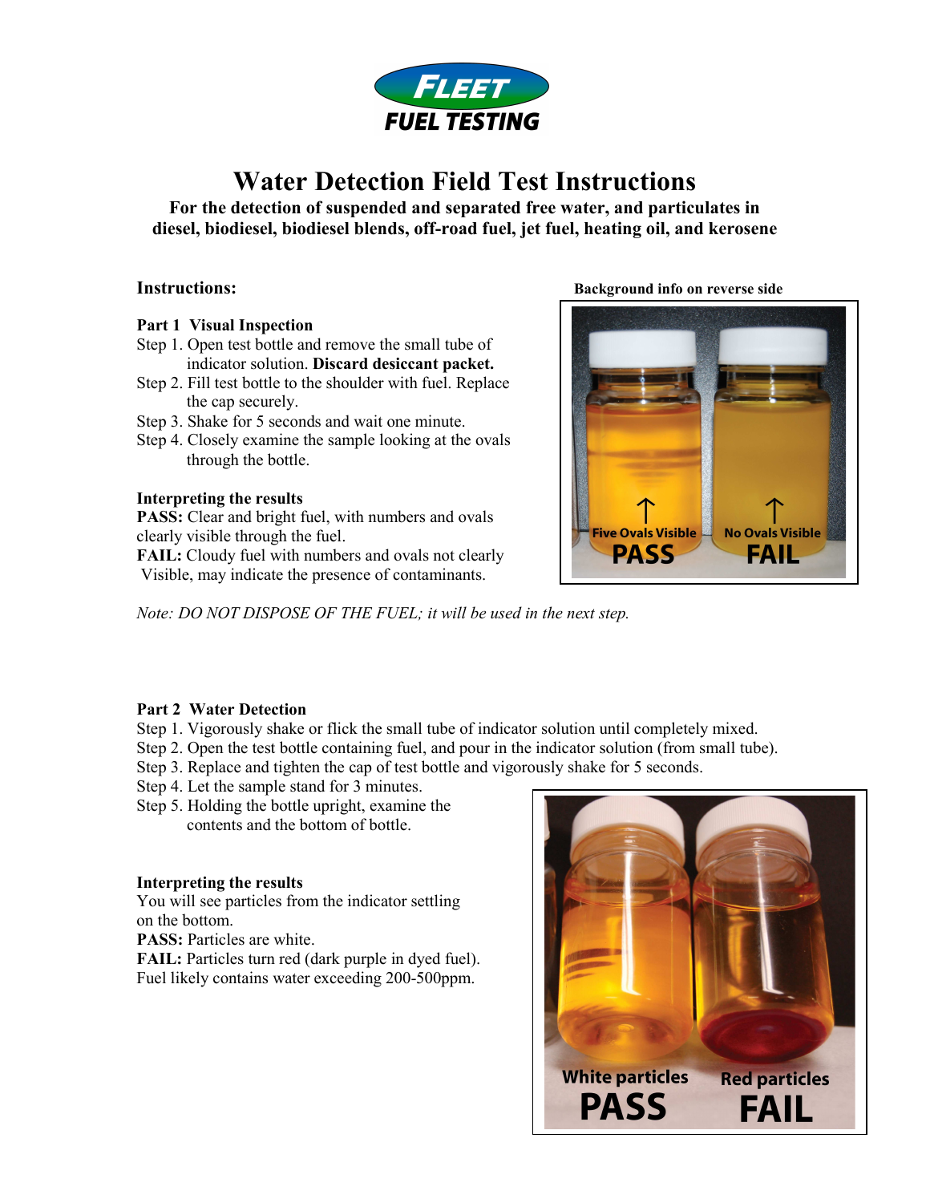**FLEET FUEL TESTING**

# Water Detection Field Test Instructions

**For the detection of suspended and separated free water, and particulates in diesel, biodiesel, biodiesel blends, off-road fuel, jet fuel, heating oil, and kerosene**

## Instructions:

Background info on reverse side

### Part 1 Visual Inspection

Step 1. Open test bottle and remove the small tube of indicator solution. **Discard desiccant packet.**

Step 2. Fill test bottle to the shoulder with fuel. Replace the cap securely.

Step 3. Shake for 5 seconds and wait one minute.

Step 4. Closely examine the sample looking at the ovals through the bottle.

**Interpreting the results**

**PASS:** Clear and bright fuel, with numbers and ovals clearly visible through the fuel.

**FAIL:** Cloudy fuel with numbers and ovals not clearly Visible, may indicate the presence of contaminants.

Five Ovals Visible — PASS | No Ovals Visible — FAIL

*Note: DO NOT DISPOSE OF THE FUEL; it will be used in the next step.*

### Part 2 Water Detection

Step 1. Vigorously shake or flick the small tube of indicator solution until completely mixed.

Step 2. Open the test bottle containing fuel, and pour in the indicator solution (from small tube).

Step 3. Replace and tighten the cap of test bottle and vigorously shake for 5 seconds.

Step 4. Let the sample stand for 3 minutes.

Step 5. Holding the bottle upright, examine the contents and the bottom of bottle.

**Interpreting the results**

You will see particles from the indicator settling on the bottom.

**PASS:** Particles are white.

**FAIL:** Particles turn red (dark purple in dyed fuel). Fuel likely contains water exceeding 200-500ppm.

White particles — PASS | Red particles — FAIL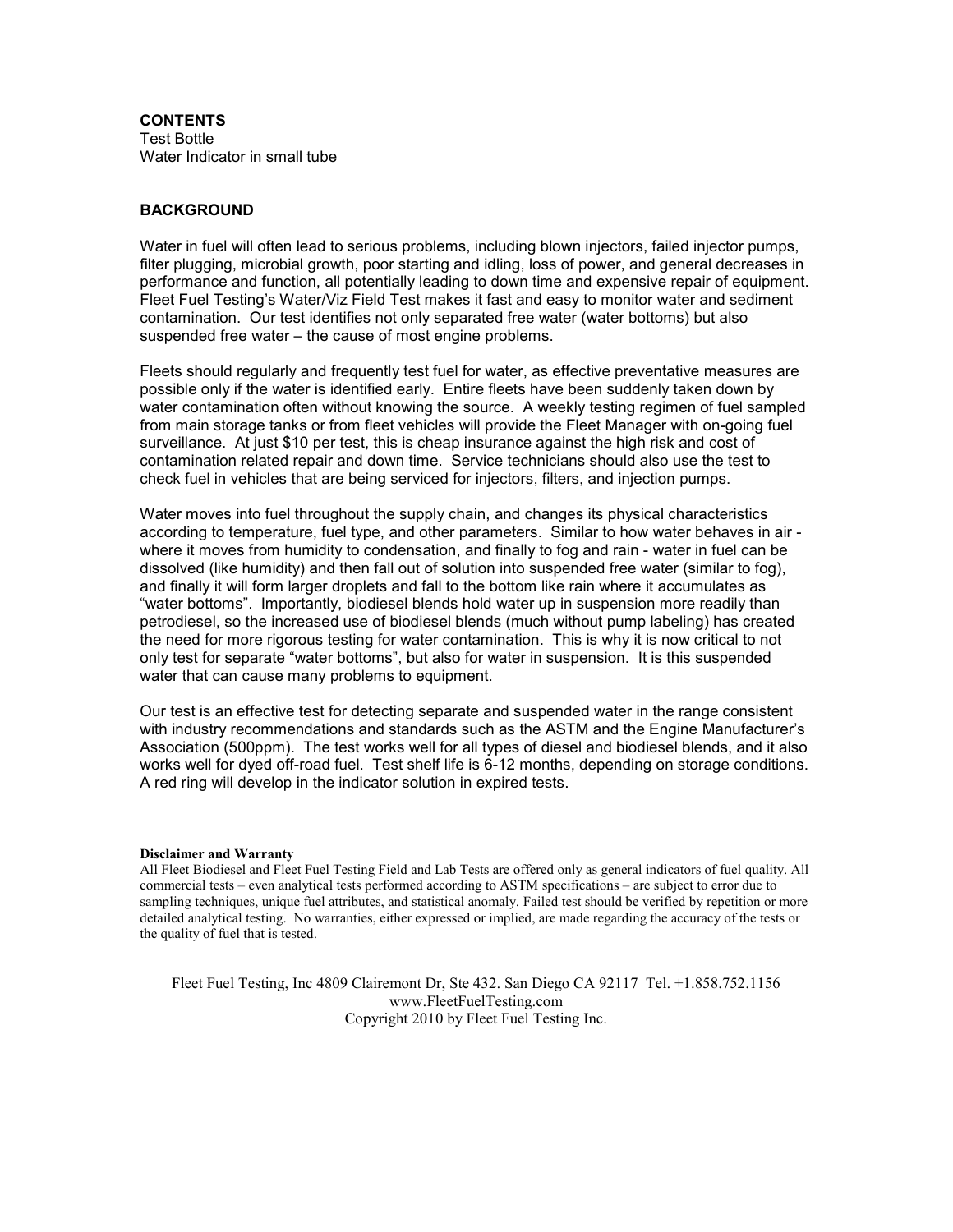**CONTENTS**
Test Bottle
Water Indicator in small tube

**BACKGROUND**

Water in fuel will often lead to serious problems, including blown injectors, failed injector pumps, filter plugging, microbial growth, poor starting and idling, loss of power, and general decreases in performance and function, all potentially leading to down time and expensive repair of equipment. Fleet Fuel Testing's Water/Viz Field Test makes it fast and easy to monitor water and sediment contamination. Our test identifies not only separated free water (water bottoms) but also suspended free water – the cause of most engine problems.

Fleets should regularly and frequently test fuel for water, as effective preventative measures are possible only if the water is identified early. Entire fleets have been suddenly taken down by water contamination often without knowing the source. A weekly testing regimen of fuel sampled from main storage tanks or from fleet vehicles will provide the Fleet Manager with on-going fuel surveillance. At just $10 per test, this is cheap insurance against the high risk and cost of contamination related repair and down time. Service technicians should also use the test to check fuel in vehicles that are being serviced for injectors, filters, and injection pumps.

Water moves into fuel throughout the supply chain, and changes its physical characteristics according to temperature, fuel type, and other parameters. Similar to how water behaves in air - where it moves from humidity to condensation, and finally to fog and rain - water in fuel can be dissolved (like humidity) and then fall out of solution into suspended free water (similar to fog), and finally it will form larger droplets and fall to the bottom like rain where it accumulates as "water bottoms". Importantly, biodiesel blends hold water up in suspension more readily than petrodiesel, so the increased use of biodiesel blends (much without pump labeling) has created the need for more rigorous testing for water contamination. This is why it is now critical to not only test for separate "water bottoms", but also for water in suspension. It is this suspended water that can cause many problems to equipment.

Our test is an effective test for detecting separate and suspended water in the range consistent with industry recommendations and standards such as the ASTM and the Engine Manufacturer's Association (500ppm). The test works well for all types of diesel and biodiesel blends, and it also works well for dyed off-road fuel. Test shelf life is 6-12 months, depending on storage conditions. A red ring will develop in the indicator solution in expired tests.

**Disclaimer and Warranty**
All Fleet Biodiesel and Fleet Fuel Testing Field and Lab Tests are offered only as general indicators of fuel quality. All commercial tests – even analytical tests performed according to ASTM specifications – are subject to error due to sampling techniques, unique fuel attributes, and statistical anomaly. Failed test should be verified by repetition or more detailed analytical testing. No warranties, either expressed or implied, are made regarding the accuracy of the tests or the quality of fuel that is tested.

Fleet Fuel Testing, Inc 4809 Clairemont Dr, Ste 432. San Diego CA 92117 Tel. +1.858.752.1156
www.FleetFuelTesting.com
Copyright 2010 by Fleet Fuel Testing Inc.